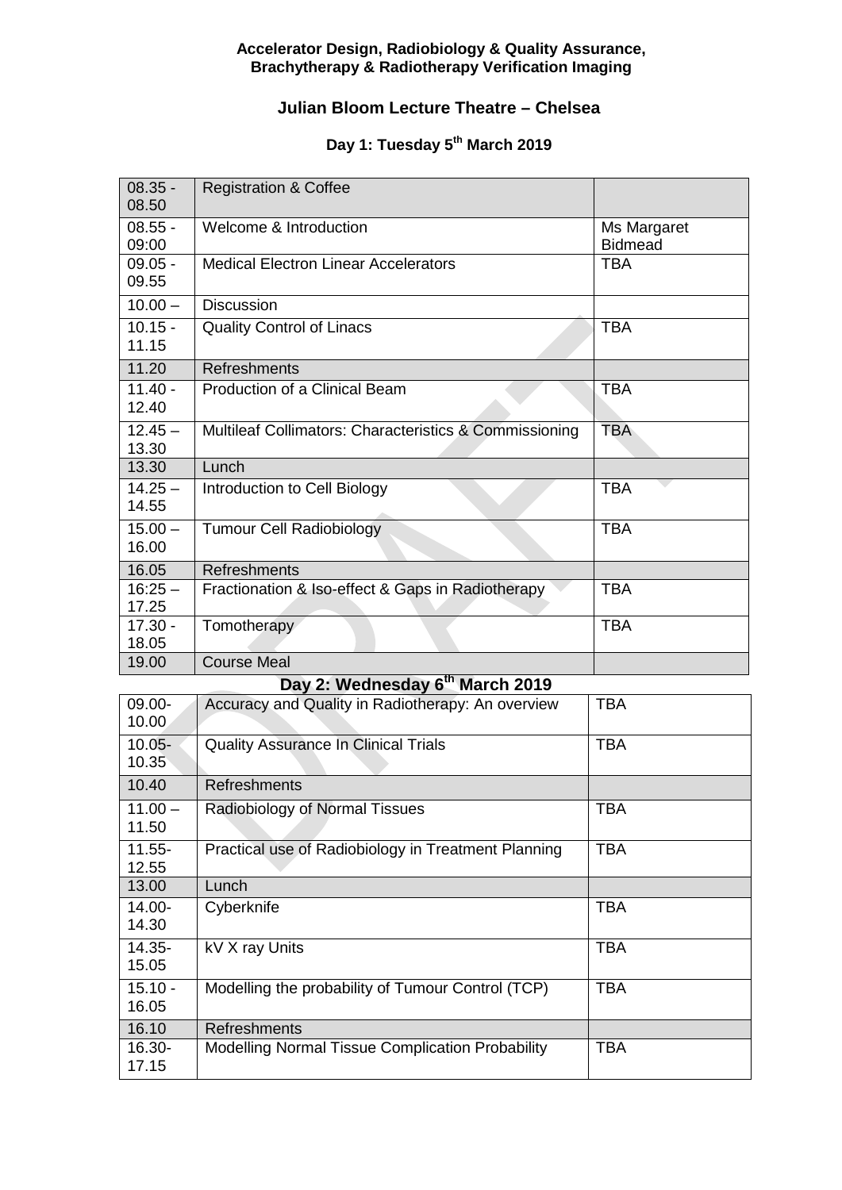**Accelerator Design, Radiobiology & Quality Assurance, Brachytherapy & Radiotherapy Verification Imaging**

## Julian Bloom Lecture Theatre – Chelsea

### Day 1: Tuesday 5th March 2019

| | | |
|---|---|---|
| 08.35 - 08.50 | Registration & Coffee | |
| 08.55 - 09:00 | Welcome & Introduction | Ms Margaret Bidmead |
| 09.05 - 09.55 | Medical Electron Linear Accelerators | TBA |
| 10.00 – | Discussion | |
| 10.15 - 11.15 | Quality Control of Linacs | TBA |
| 11.20 | Refreshments | |
| 11.40 - 12.40 | Production of a Clinical Beam | TBA |
| 12.45 – 13.30 | Multileaf Collimators: Characteristics & Commissioning | TBA |
| 13.30 | Lunch | |
| 14.25 – 14.55 | Introduction to Cell Biology | TBA |
| 15.00 – 16.00 | Tumour Cell Radiobiology | TBA |
| 16.05 | Refreshments | |
| 16:25 – 17.25 | Fractionation & Iso-effect & Gaps in Radiotherapy | TBA |
| 17.30 - 18.05 | Tomotherapy | TBA |
| 19.00 | Course Meal | |

### Day 2: Wednesday 6th March 2019

| | | |
|---|---|---|
| 09.00-10.00 | Accuracy and Quality in Radiotherapy: An overview | TBA |
| 10.05-10.35 | Quality Assurance In Clinical Trials | TBA |
| 10.40 | Refreshments | |
| 11.00 – 11.50 | Radiobiology of Normal Tissues | TBA |
| 11.55-12.55 | Practical use of Radiobiology in Treatment Planning | TBA |
| 13.00 | Lunch | |
| 14.00-14.30 | Cyberknife | TBA |
| 14.35-15.05 | kV X ray Units | TBA |
| 15.10 - 16.05 | Modelling the probability of Tumour Control (TCP) | TBA |
| 16.10 | Refreshments | |
| 16.30-17.15 | Modelling Normal Tissue Complication Probability | TBA |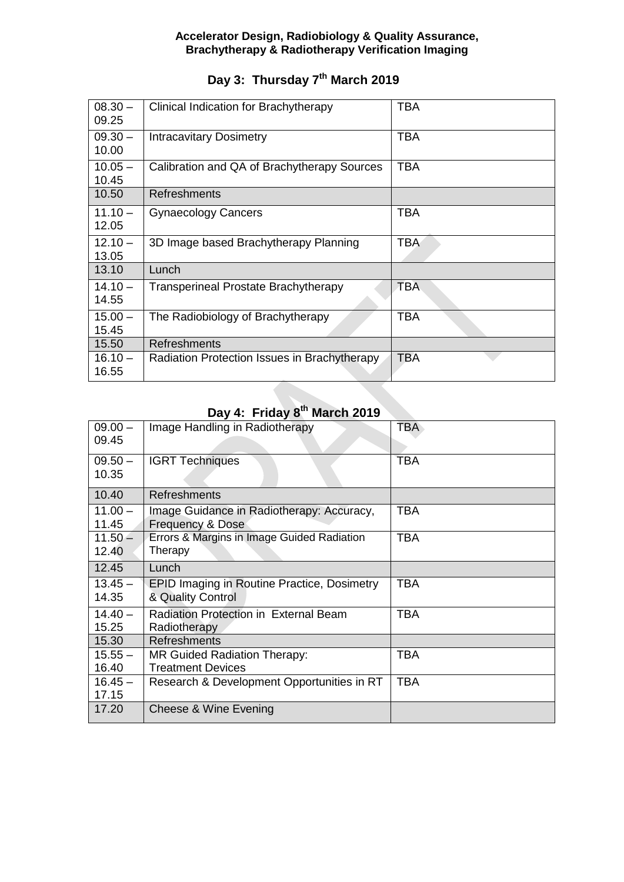**Accelerator Design, Radiobiology & Quality Assurance, Brachytherapy & Radiotherapy Verification Imaging**

## Day 3: Thursday 7th March 2019

| | | |
|---|---|---|
| 08.30 – 09.25 | Clinical Indication for Brachytherapy | TBA |
| 09.30 – 10.00 | Intracavitary Dosimetry | TBA |
| 10.05 – 10.45 | Calibration and QA of Brachytherapy Sources | TBA |
| 10.50 | Refreshments | |
| 11.10 – 12.05 | Gynaecology Cancers | TBA |
| 12.10 – 13.05 | 3D Image based Brachytherapy Planning | TBA |
| 13.10 | Lunch | |
| 14.10 – 14.55 | Transperineal Prostate Brachytherapy | TBA |
| 15.00 – 15.45 | The Radiobiology of Brachytherapy | TBA |
| 15.50 | Refreshments | |
| 16.10 – 16.55 | Radiation Protection Issues in Brachytherapy | TBA |

## Day 4: Friday 8th March 2019

| | | |
|---|---|---|
| 09.00 – 09.45 | Image Handling in Radiotherapy | TBA |
| 09.50 – 10.35 | IGRT Techniques | TBA |
| 10.40 | Refreshments | |
| 11.00 – 11.45 | Image Guidance in Radiotherapy: Accuracy, Frequency & Dose | TBA |
| 11.50 – 12.40 | Errors & Margins in Image Guided Radiation Therapy | TBA |
| 12.45 | Lunch | |
| 13.45 – 14.35 | EPID Imaging in Routine Practice, Dosimetry & Quality Control | TBA |
| 14.40 – 15.25 | Radiation Protection in External Beam Radiotherapy | TBA |
| 15.30 | Refreshments | |
| 15.55 – 16.40 | MR Guided Radiation Therapy: Treatment Devices | TBA |
| 16.45 – 17.15 | Research & Development Opportunities in RT | TBA |
| 17.20 | Cheese & Wine Evening | |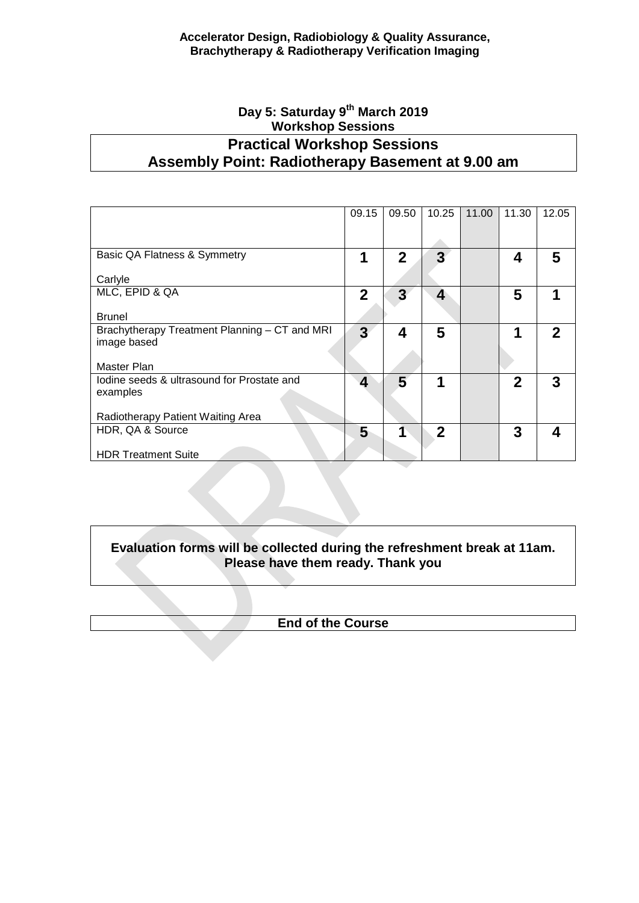**Accelerator Design, Radiobiology & Quality Assurance, Brachytherapy & Radiotherapy Verification Imaging**

## Day 5: Saturday 9th March 2019
### Workshop Sessions

## Practical Workshop Sessions
## Assembly Point: Radiotherapy Basement at 9.00 am

| | 09.15 | 09.50 | 10.25 | 11.00 | 11.30 | 12.05 |
|---|---|---|---|---|---|---|
| Basic QA Flatness & Symmetry<br><br>Carlyle | **1** | **2** | **3** | | **4** | **5** |
| MLC, EPID & QA<br><br>Brunel | **2** | **3** | **4** | | **5** | **1** |
| Brachytherapy Treatment Planning – CT and MRI image based<br><br>Master Plan | **3** | **4** | **5** | | **1** | **2** |
| Iodine seeds & ultrasound for Prostate and examples<br><br>Radiotherapy Patient Waiting Area | **4** | **5** | **1** | | **2** | **3** |
| HDR, QA & Source<br><br>HDR Treatment Suite | **5** | **1** | **2** | | **3** | **4** |

**Evaluation forms will be collected during the refreshment break at 11am. Please have them ready. Thank you**

**End of the Course**